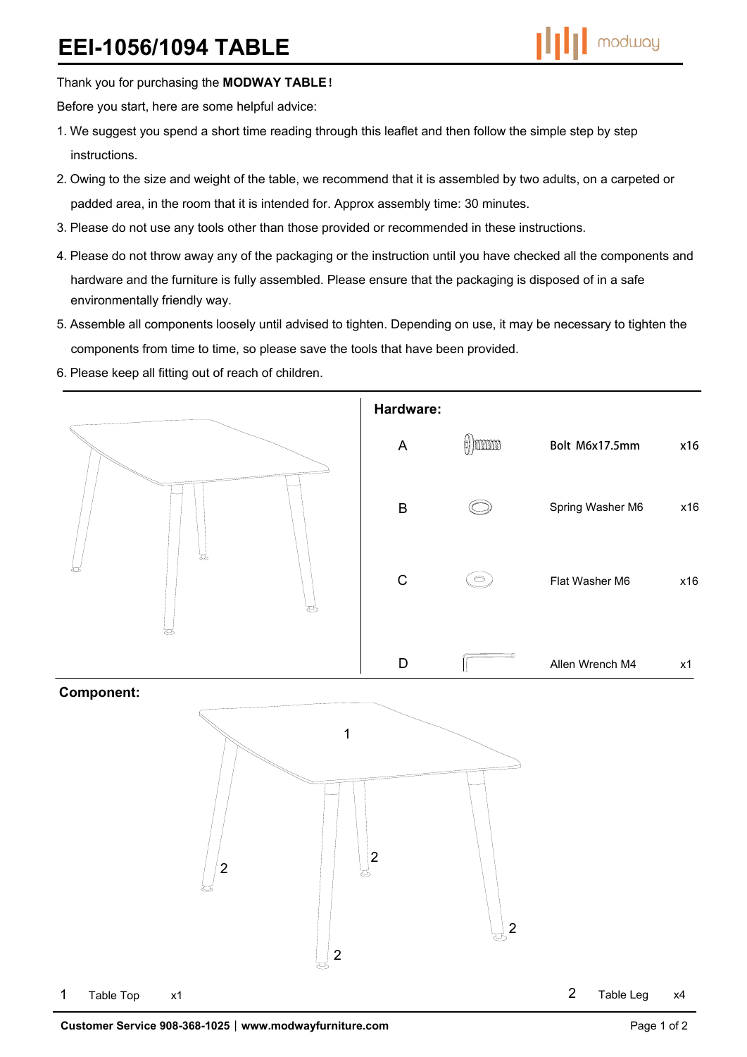# EEI-1056/1094 TABLE

Thank you for purchasing the **MODWAY TABLE!**

Before you start, here are some helpful advice:

1. We suggest you spend a short time reading through this leaflet and then follow the simple step by step instructions.
2. Owing to the size and weight of the table, we recommend that it is assembled by two adults, on a carpeted or padded area, in the room that it is intended for. Approx assembly time: 30 minutes.
3. Please do not use any tools other than those provided or recommended in these instructions.
4. Please do not throw away any of the packaging or the instruction until you have checked all the components and hardware and the furniture is fully assembled. Please ensure that the packaging is disposed of in a safe environmentally friendly way.
5. Assemble all components loosely until advised to tighten. Depending on use, it may be necessary to tighten the components from time to time, so please save the tools that have been provided.
6. Please keep all fitting out of reach of children.

## Hardware:

| | Description | Qty |
|---|---|---|
| A | Bolt M6x17.5mm | x16 |
| B | Spring Washer M6 | x16 |
| C | Flat Washer M6 | x16 |
| D | Allen Wrench M4 | x1 |

## Component:

| | Description | Qty |
|---|---|---|
| 1 | Table Top | x1 |
| 2 | Table Leg | x4 |

**Customer Service 908-368-1025 | www.modwayfurniture.com**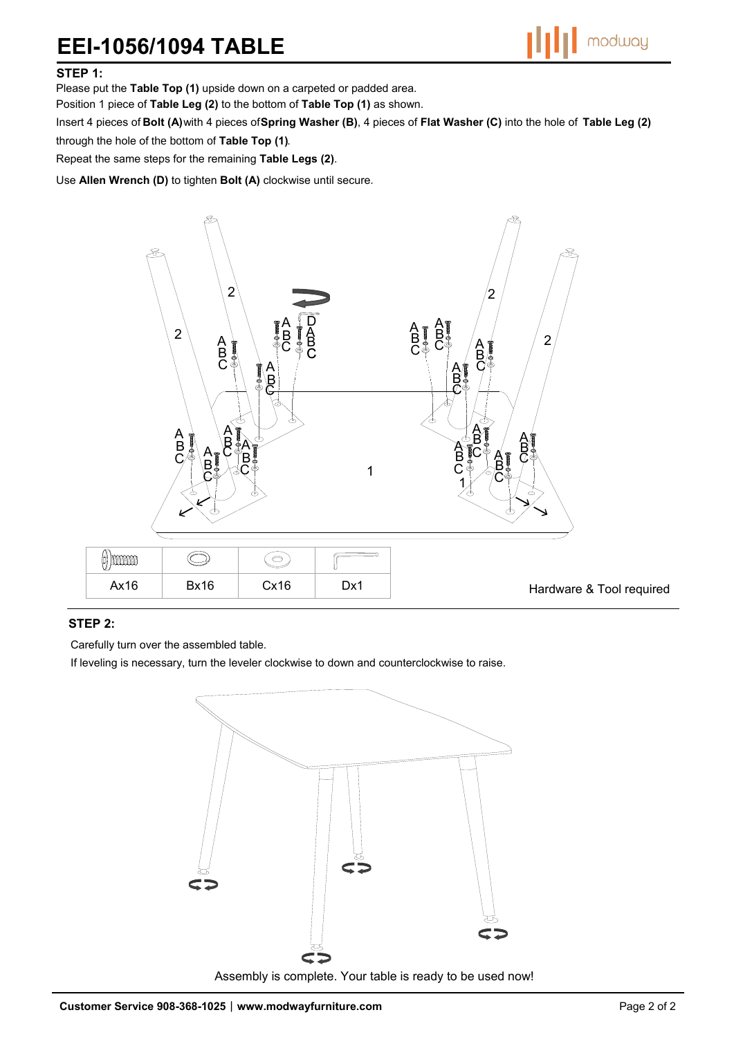# EEI-1056/1094 TABLE

**STEP 1:**

Please put the **Table Top (1)** upside down on a carpeted or padded area.

Position 1 piece of **Table Leg (2)** to the bottom of **Table Top (1)** as shown.

Insert 4 pieces of **Bolt (A)** with 4 pieces of **Spring Washer (B)**, 4 pieces of **Flat Washer (C)** into the hole of **Table Leg (2)** through the hole of the bottom of **Table Top (1)**.

Repeat the same steps for the remaining **Table Legs (2)**.

Use **Allen Wrench (D)** to tighten **Bolt (A)** clockwise until secure.

| | | | |
|---|---|---|---|
| Ax16 | Bx16 | Cx16 | Dx1 |

Hardware & Tool required

**STEP 2:**

Carefully turn over the assembled table.

If leveling is necessary, turn the leveler clockwise to down and counterclockwise to raise.

Assembly is complete. Your table is ready to be used now!

**Customer Service 908-368-1025 | www.modwayfurniture.com**